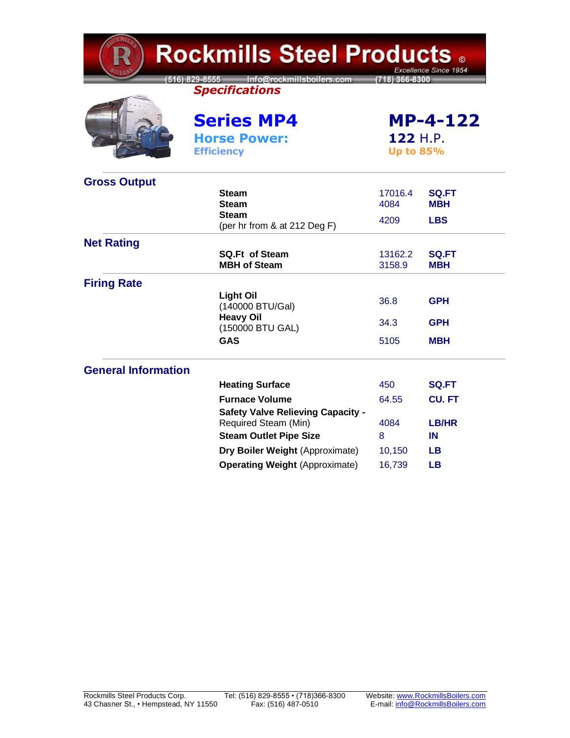# Rockmills Steel Products ©

*Excellence Since 1954*

(516) 829-8555 Info@rockmillsboilers.com (718) 366-8300

***Specifications***

## Series MP4 — MP-4-122

**Horse Power:** 122 H.P.

**Efficiency:** Up to 85%

### Gross Output

| | | |
|---|---|---|
| **Steam** | 17016.4 | **SQ.FT** |
| **Steam** | 4084 | **MBH** |
| **Steam** (per hr from & at 212 Deg F) | 4209 | **LBS** |

### Net Rating

| | | |
|---|---|---|
| **SQ.Ft of Steam** | 13162.2 | **SQ.FT** |
| **MBH of Steam** | 3158.9 | **MBH** |

### Firing Rate

| | | |
|---|---|---|
| **Light Oil** (140000 BTU/Gal) | 36.8 | **GPH** |
| **Heavy Oil** (150000 BTU GAL) | 34.3 | **GPH** |
| **GAS** | 5105 | **MBH** |

### General Information

| | | |
|---|---|---|
| **Heating Surface** | 450 | **SQ.FT** |
| **Furnace Volume** | 64.55 | **CU. FT** |
| **Safety Valve Relieving Capacity -** Required Steam (Min) | 4084 | **LB/HR** |
| **Steam Outlet Pipe Size** | 8 | **IN** |
| **Dry Boiler Weight** (Approximate) | 10,150 | **LB** |
| **Operating Weight** (Approximate) | 16,739 | **LB** |

Rockmills Steel Products Corp.
43 Chasner St., • Hempstead, NY 11550

Tel: (516) 829-8555 • (718)366-8300
Fax: (516) 487-0510

Website: www.RockmillsBoilers.com
E-mail: info@RockmillsBoilers.com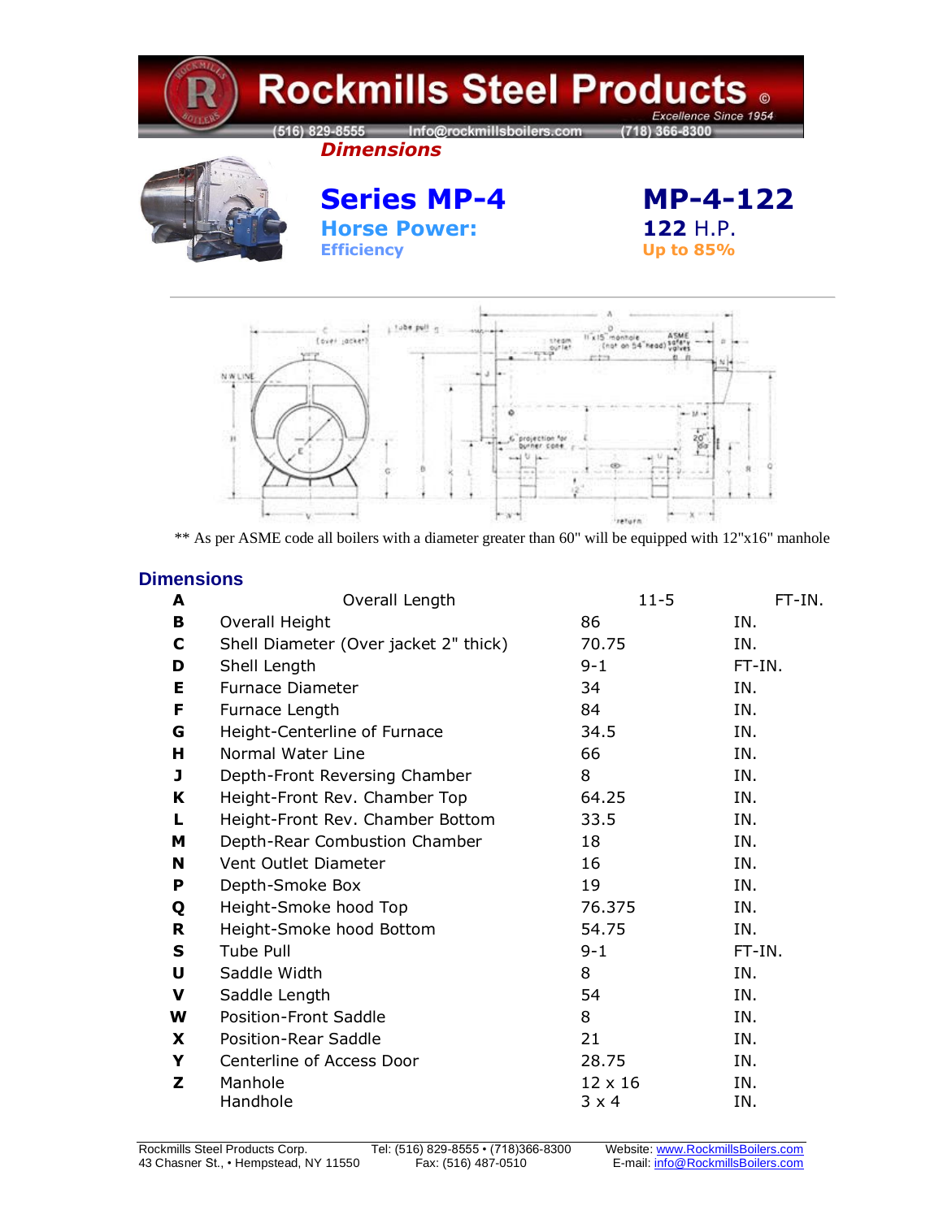# Rockmills Steel Products ©

Excellence Since 1954

(516) 829-8555 Info@rockmillsboilers.com (718) 366-8300

***Dimensions***

## Series MP-4

**Horse Power:**

**Efficiency**

## MP-4-122

**122** H.P.

**Up to 85%**

** As per ASME code all boilers with a diameter greater than 60" will be equipped with 12"x16" manhole

## Dimensions

| | | | |
|---|---|---|---|
| **A** | Overall Length | 11-5 | FT-IN. |
| **B** | Overall Height | 86 | IN. |
| **C** | Shell Diameter (Over jacket 2" thick) | 70.75 | IN. |
| **D** | Shell Length | 9-1 | FT-IN. |
| **E** | Furnace Diameter | 34 | IN. |
| **F** | Furnace Length | 84 | IN. |
| **G** | Height-Centerline of Furnace | 34.5 | IN. |
| **H** | Normal Water Line | 66 | IN. |
| **J** | Depth-Front Reversing Chamber | 8 | IN. |
| **K** | Height-Front Rev. Chamber Top | 64.25 | IN. |
| **L** | Height-Front Rev. Chamber Bottom | 33.5 | IN. |
| **M** | Depth-Rear Combustion Chamber | 18 | IN. |
| **N** | Vent Outlet Diameter | 16 | IN. |
| **P** | Depth-Smoke Box | 19 | IN. |
| **Q** | Height-Smoke hood Top | 76.375 | IN. |
| **R** | Height-Smoke hood Bottom | 54.75 | IN. |
| **S** | Tube Pull | 9-1 | FT-IN. |
| **U** | Saddle Width | 8 | IN. |
| **V** | Saddle Length | 54 | IN. |
| **W** | Position-Front Saddle | 8 | IN. |
| **X** | Position-Rear Saddle | 21 | IN. |
| **Y** | Centerline of Access Door | 28.75 | IN. |
| **Z** | Manhole | 12 x 16 | IN. |
| | Handhole | 3 x 4 | IN. |

Rockmills Steel Products Corp.
43 Chasner St., • Hempstead, NY 11550

Tel: (516) 829-8555 • (718)366-8300
Fax: (516) 487-0510

Website: www.RockmillsBoilers.com
E-mail: info@RockmillsBoilers.com